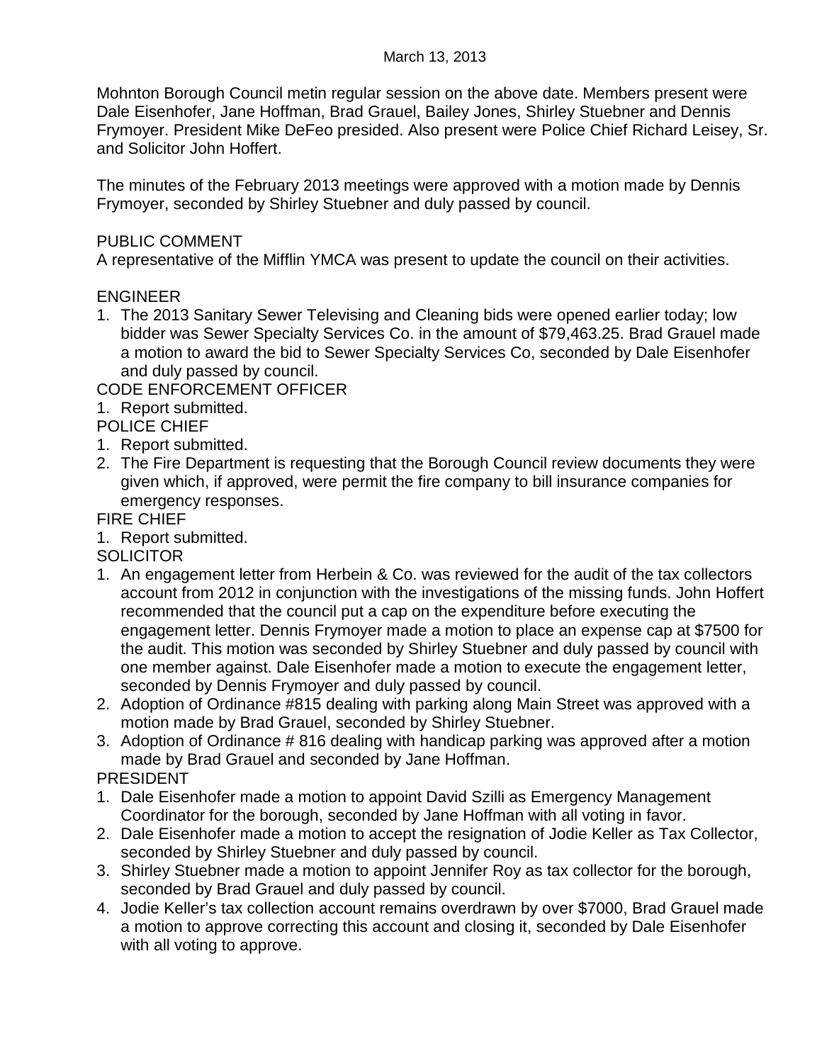March 13, 2013

Mohnton Borough Council metin regular session on the above date. Members present were Dale Eisenhofer, Jane Hoffman, Brad Grauel, Bailey Jones, Shirley Stuebner and Dennis Frymoyer. President Mike DeFeo presided. Also present were Police Chief Richard Leisey, Sr. and Solicitor John Hoffert.

The minutes of the February 2013 meetings were approved with a motion made by Dennis Frymoyer, seconded by Shirley Stuebner and duly passed by council.

PUBLIC COMMENT

A representative of the Mifflin YMCA was present to update the council on their activities.

ENGINEER

1. The 2013 Sanitary Sewer Televising and Cleaning bids were opened earlier today; low bidder was Sewer Specialty Services Co. in the amount of $79,463.25. Brad Grauel made a motion to award the bid to Sewer Specialty Services Co, seconded by Dale Eisenhofer and duly passed by council.

CODE ENFORCEMENT OFFICER

1. Report submitted.

POLICE CHIEF

1. Report submitted.
2. The Fire Department is requesting that the Borough Council review documents they were given which, if approved, were permit the fire company to bill insurance companies for emergency responses.

FIRE CHIEF

1. Report submitted.

SOLICITOR

1. An engagement letter from Herbein & Co. was reviewed for the audit of the tax collectors account from 2012 in conjunction with the investigations of the missing funds. John Hoffert recommended that the council put a cap on the expenditure before executing the engagement letter. Dennis Frymoyer made a motion to place an expense cap at $7500 for the audit. This motion was seconded by Shirley Stuebner and duly passed by council with one member against. Dale Eisenhofer made a motion to execute the engagement letter, seconded by Dennis Frymoyer and duly passed by council.
2. Adoption of Ordinance #815 dealing with parking along Main Street was approved with a motion made by Brad Grauel, seconded by Shirley Stuebner.
3. Adoption of Ordinance # 816 dealing with handicap parking was approved after a motion made by Brad Grauel and seconded by Jane Hoffman.

PRESIDENT

1. Dale Eisenhofer made a motion to appoint David Szilli as Emergency Management Coordinator for the borough, seconded by Jane Hoffman with all voting in favor.
2. Dale Eisenhofer made a motion to accept the resignation of Jodie Keller as Tax Collector, seconded by Shirley Stuebner and duly passed by council.
3. Shirley Stuebner made a motion to appoint Jennifer Roy as tax collector for the borough, seconded by Brad Grauel and duly passed by council.
4. Jodie Keller's tax collection account remains overdrawn by over $7000, Brad Grauel made a motion to approve correcting this account and closing it, seconded by Dale Eisenhofer with all voting to approve.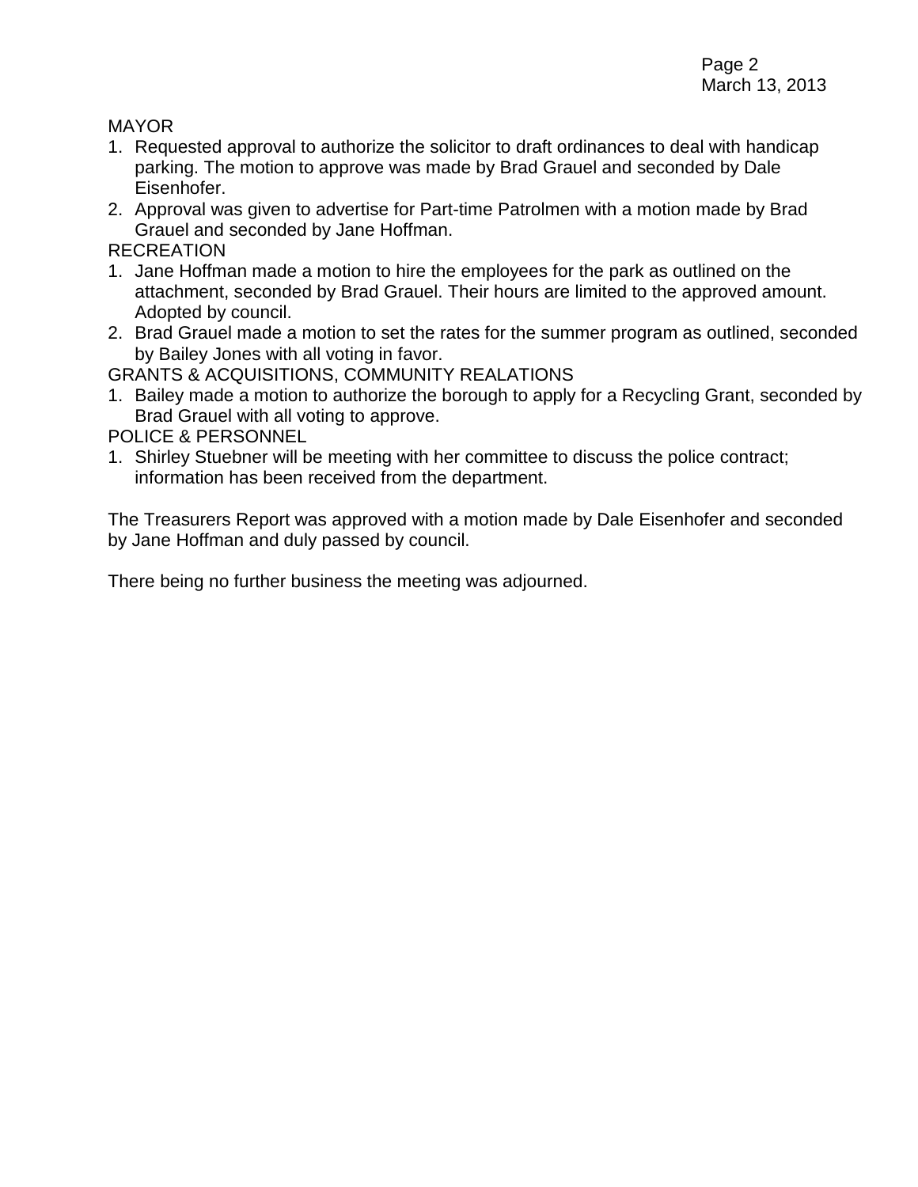MAYOR

1. Requested approval to authorize the solicitor to draft ordinances to deal with handicap parking. The motion to approve was made by Brad Grauel and seconded by Dale Eisenhofer.
2. Approval was given to advertise for Part-time Patrolmen with a motion made by Brad Grauel and seconded by Jane Hoffman.

RECREATION

1. Jane Hoffman made a motion to hire the employees for the park as outlined on the attachment, seconded by Brad Grauel. Their hours are limited to the approved amount. Adopted by council.
2. Brad Grauel made a motion to set the rates for the summer program as outlined, seconded by Bailey Jones with all voting in favor.

GRANTS & ACQUISITIONS, COMMUNITY REALATIONS

1. Bailey made a motion to authorize the borough to apply for a Recycling Grant, seconded by Brad Grauel with all voting to approve.

POLICE & PERSONNEL

1. Shirley Stuebner will be meeting with her committee to discuss the police contract; information has been received from the department.

The Treasurers Report was approved with a motion made by Dale Eisenhofer and seconded by Jane Hoffman and duly passed by council.

There being no further business the meeting was adjourned.